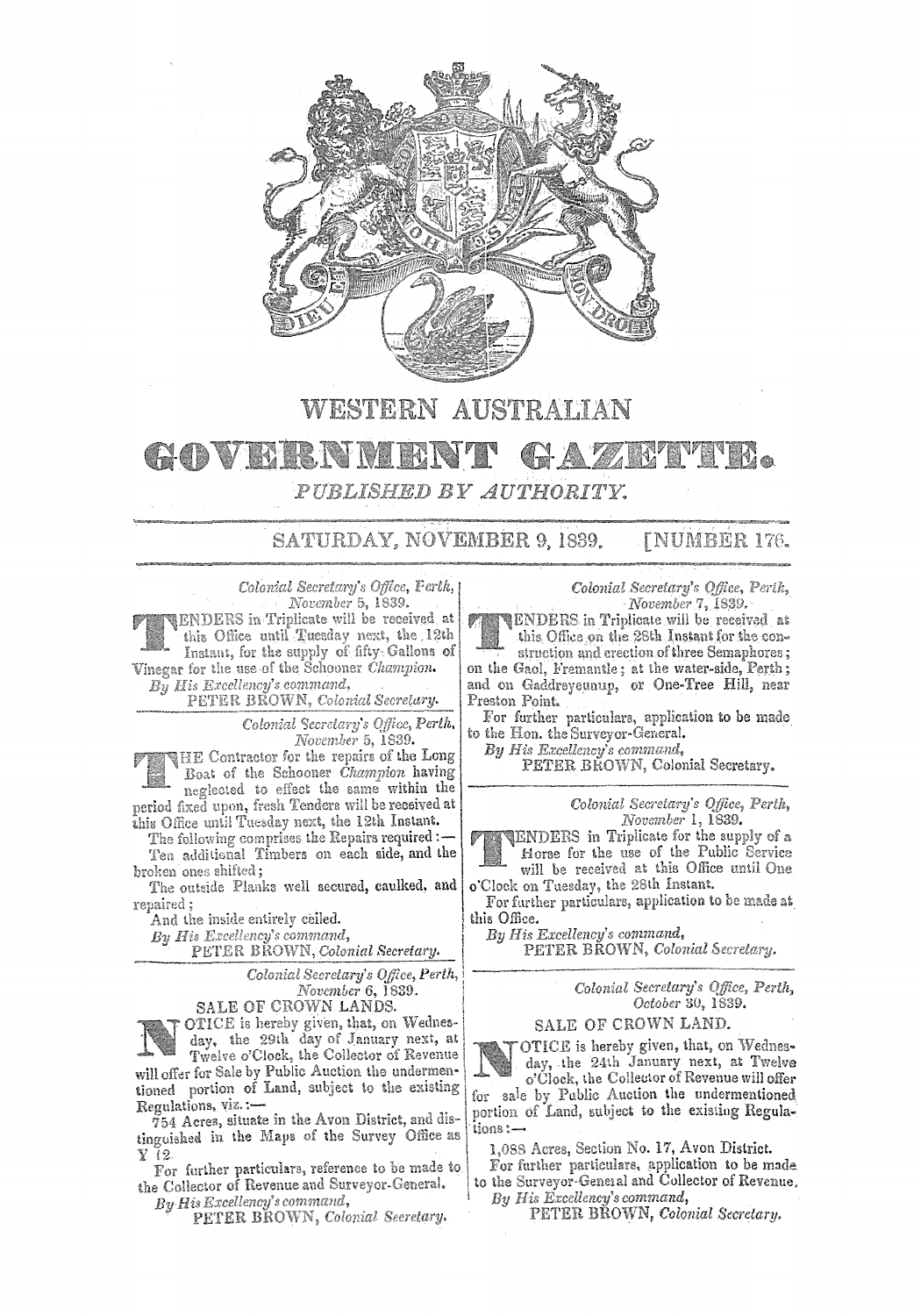# WESTERN AUSTRALIAN

# GOVERNMENT GAZETTE.

*PUBLISHED BY AUTHORITY.*

SATURDAY, NOVEMBER 9, 1839. [NUMBER 176.

*Colonial Secretary's Office, Perth,*
*November 5, 1839.*

TENDERS in Triplicate will be received at this Office until Tuesday next, the 12th Instant, for the supply of fifty Gallons of Vinegar for the use of the Schooner *Champion*.

*By His Excellency's command,*
PETER BROWN, *Colonial Secretary.*

---

*Colonial Secretary's Office, Perth,*
*November 5, 1839.*

THE Contractor for the repairs of the Long Boat of the Schooner *Champion* having neglected to effect the same within the period fixed upon, fresh Tenders will be received at this Office until Tuesday next, the 12th Instant.

The following comprises the Repairs required:—

Ten additional Timbers on each side, and the broken ones shifted;

The outside Planks well secured, caulked, and repaired;

And the inside entirely ceiled.

*By His Excellency's command,*
PETER BROWN, *Colonial Secretary.*

---

*Colonial Secretary's Office, Perth,*
*November 6, 1839.*

SALE OF CROWN LANDS.

NOTICE is hereby given, that, on Wednesday, the 29th day of January next, at Twelve o'Clock, the Collector of Revenue will offer for Sale by Public Auction the undermentioned portion of Land, subject to the existing Regulations, viz.:—

754 Acres, situate in the Avon District, and distinguished in the Maps of the Survey Office as Y 12.

For further particulars, reference to be made to the Collector of Revenue and Surveyor-General.

*By His Excellency's command,*
PETER BROWN, *Colonial Secretary.*

---

*Colonial Secretary's Office, Perth,*
*November 7, 1839.*

TENDERS in Triplicate will be received at this Office on the 28th Instant for the construction and erection of three Semaphores; on the Gaol, Fremantle; at the water-side, Perth; and on Gaddreyeunup, or One-Tree Hill, near Preston Point.

For further particulars, application to be made to the Hon. the Surveyor-General.

*By His Excellency's command,*
PETER BROWN, Colonial Secretary.

---

*Colonial Secretary's Office, Perth,*
*November 1, 1839.*

TENDERS in Triplicate for the supply of a Horse for the use of the Public Service will be received at this Office until One o'Clock on Tuesday, the 28th Instant.

For further particulars, application to be made at this Office.

*By His Excellency's command,*
PETER BROWN, *Colonial Secretary.*

---

*Colonial Secretary's Office, Perth,*
*October 30, 1839.*

SALE OF CROWN LAND.

NOTICE is hereby given, that, on Wednesday, the 24th January next, at Twelve o'Clock, the Collector of Revenue will offer for sale by Public Auction the undermentioned portion of Land, subject to the existing Regulations:—

1,088 Acres, Section No. 17, Avon District.

For further particulars, application to be made to the Surveyor-General and Collector of Revenue.

*By His Excellency's command,*
PETER BROWN, *Colonial Secretary.*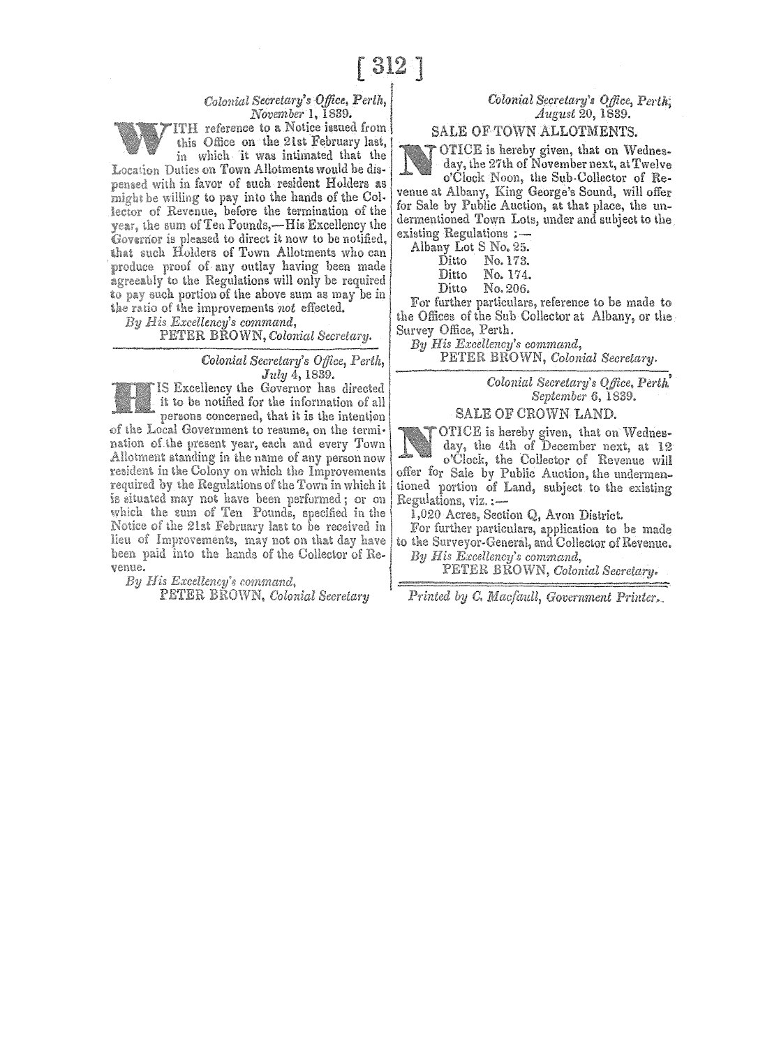*Colonial Secretary's Office, Perth,*
*November* 1, 1839.

WITH reference to a Notice issued from this Office on the 21st February last, in which it was intimated that the Location Duties on Town Allotments would be dispensed with in favor of such resident Holders as might be willing to pay into the hands of the Collector of Revenue, before the termination of the year, the sum of Ten Pounds,—His Excellency the Governor is pleased to direct it now to be notified, that such Holders of Town Allotments who can produce proof of any outlay having been made agreeably to the Regulations will only be required to pay such portion of the above sum as may be in the ratio of the improvements *not* effected.

*By His Excellency's command,*
PETER BROWN, *Colonial Secretary.*

---

*Colonial Secretary's Office, Perth,*
*July* 4, 1839.

HIS Excellency the Governor has directed it to be notified for the information of all persons concerned, that it is the intention of the Local Government to resume, on the termination of the present year, each and every Town Allotment standing in the name of any person now resident in the Colony on which the Improvements required by the Regulations of the Town in which it is situated may not have been performed; or on which the sum of Ten Pounds, specified in the Notice of the 21st February last to be received in lieu of Improvements, may not on that day have been paid into the hands of the Collector of Revenue.

*By His Excellency's command,*
PETER BROWN, *Colonial Secretary*

---

*Colonial Secretary's Office, Perth,*
*August* 20, 1839.

## SALE OF TOWN ALLOTMENTS.

NOTICE is hereby given, that on Wednesday, the 27th of November next, at Twelve o'Clock Noon, the Sub-Collector of Revenue at Albany, King George's Sound, will offer for Sale by Public Auction, at that place, the undermentioned Town Lots, under and subject to the existing Regulations :—

Albany Lot S No. 25.
Ditto No. 173.
Ditto No. 174.
Ditto No. 206.

For further particulars, reference to be made to the Offices of the Sub Collector at Albany, or the Survey Office, Perth.

*By His Excellency's command,*
PETER BROWN, *Colonial Secretary.*

---

*Colonial Secretary's Office, Perth,*
*September* 6, 1839.

## SALE OF CROWN LAND.

NOTICE is hereby given, that on Wednesday, the 4th of December next, at 12 o'Clock, the Collector of Revenue will offer for Sale by Public Auction, the undermentioned portion of Land, subject to the existing Regulations, viz. :—

1,020 Acres, Section Q, Avon District.

For further particulars, application to be made to the Surveyor-General, and Collector of Revenue.

*By His Excellency's command,*
PETER BROWN, *Colonial Secretary.*

---

*Printed by C. Macfaull, Government Printer.*